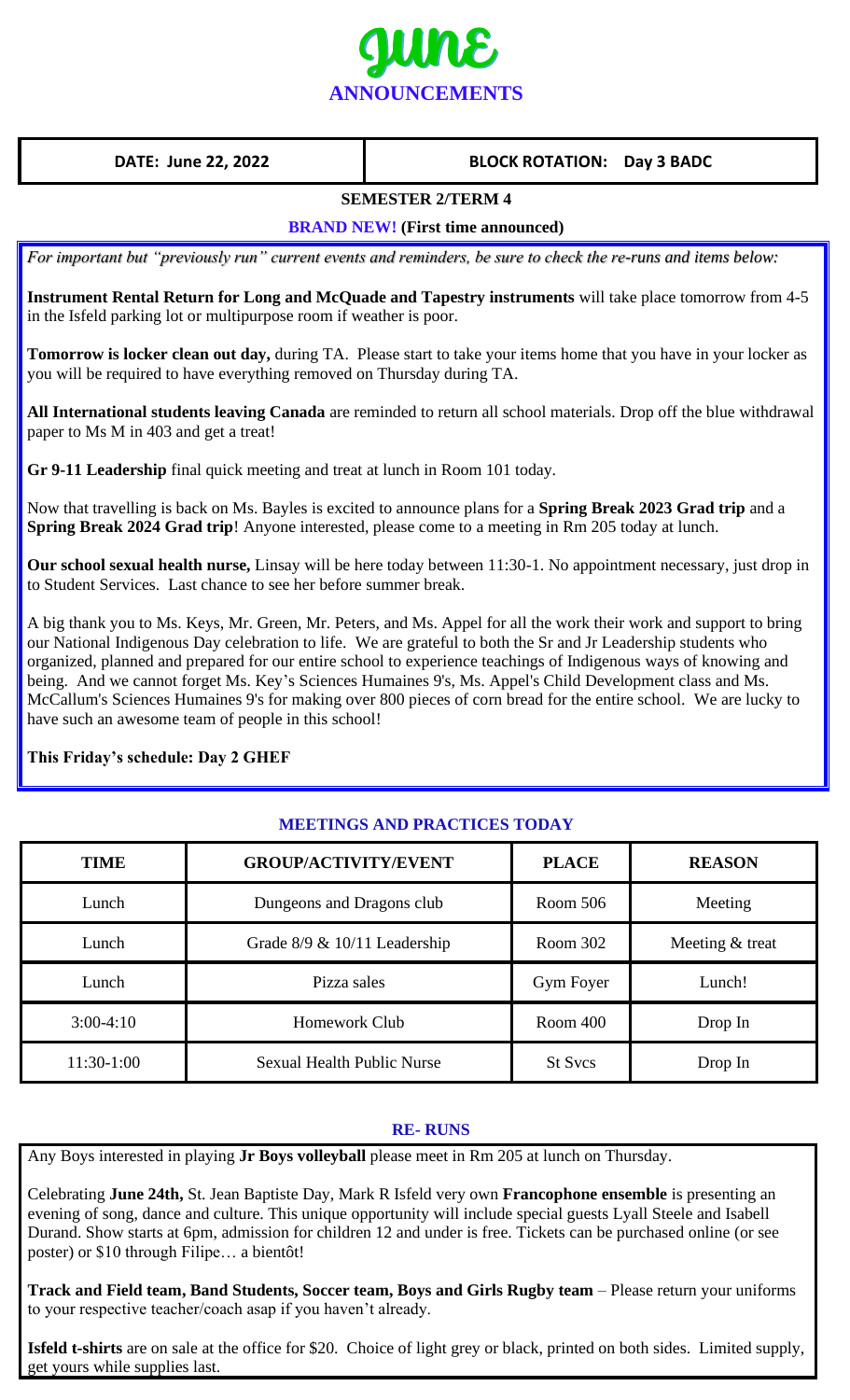# JUNE ANNOUNCEMENTS

| DATE: June 22, 2022 | BLOCK ROTATION: Day 3 BADC |
|---|---|

**SEMESTER 2/TERM 4**

**BRAND NEW! (First time announced)**

*For important but "previously run" current events and reminders, be sure to check the re-runs and items below:*

**Instrument Rental Return for Long and McQuade and Tapestry instruments** will take place tomorrow from 4-5 in the Isfeld parking lot or multipurpose room if weather is poor.

**Tomorrow is locker clean out day,** during TA. Please start to take your items home that you have in your locker as you will be required to have everything removed on Thursday during TA.

**All International students leaving Canada** are reminded to return all school materials. Drop off the blue withdrawal paper to Ms M in 403 and get a treat!

**Gr 9-11 Leadership** final quick meeting and treat at lunch in Room 101 today.

Now that travelling is back on Ms. Bayles is excited to announce plans for a **Spring Break 2023 Grad trip** and a **Spring Break 2024 Grad trip**! Anyone interested, please come to a meeting in Rm 205 today at lunch.

**Our school sexual health nurse,** Linsay will be here today between 11:30-1. No appointment necessary, just drop in to Student Services. Last chance to see her before summer break.

A big thank you to Ms. Keys, Mr. Green, Mr. Peters, and Ms. Appel for all the work their work and support to bring our National Indigenous Day celebration to life. We are grateful to both the Sr and Jr Leadership students who organized, planned and prepared for our entire school to experience teachings of Indigenous ways of knowing and being. And we cannot forget Ms. Key's Sciences Humaines 9's, Ms. Appel's Child Development class and Ms. McCallum's Sciences Humaines 9's for making over 800 pieces of corn bread for the entire school. We are lucky to have such an awesome team of people in this school!

**This Friday's schedule: Day 2 GHEF**

## MEETINGS AND PRACTICES TODAY

| TIME | GROUP/ACTIVITY/EVENT | PLACE | REASON |
|---|---|---|---|
| Lunch | Dungeons and Dragons club | Room 506 | Meeting |
| Lunch | Grade 8/9 & 10/11 Leadership | Room 302 | Meeting & treat |
| Lunch | Pizza sales | Gym Foyer | Lunch! |
| 3:00-4:10 | Homework Club | Room 400 | Drop In |
| 11:30-1:00 | Sexual Health Public Nurse | St Svcs | Drop In |

## RE- RUNS

Any Boys interested in playing **Jr Boys volleyball** please meet in Rm 205 at lunch on Thursday.

Celebrating **June 24th,** St. Jean Baptiste Day, Mark R Isfeld very own **Francophone ensemble** is presenting an evening of song, dance and culture. This unique opportunity will include special guests Lyall Steele and Isabell Durand. Show starts at 6pm, admission for children 12 and under is free. Tickets can be purchased online (or see poster) or $10 through Filipe… a bientôt!

**Track and Field team, Band Students, Soccer team, Boys and Girls Rugby team** – Please return your uniforms to your respective teacher/coach asap if you haven't already.

**Isfeld t-shirts** are on sale at the office for $20. Choice of light grey or black, printed on both sides. Limited supply, get yours while supplies last.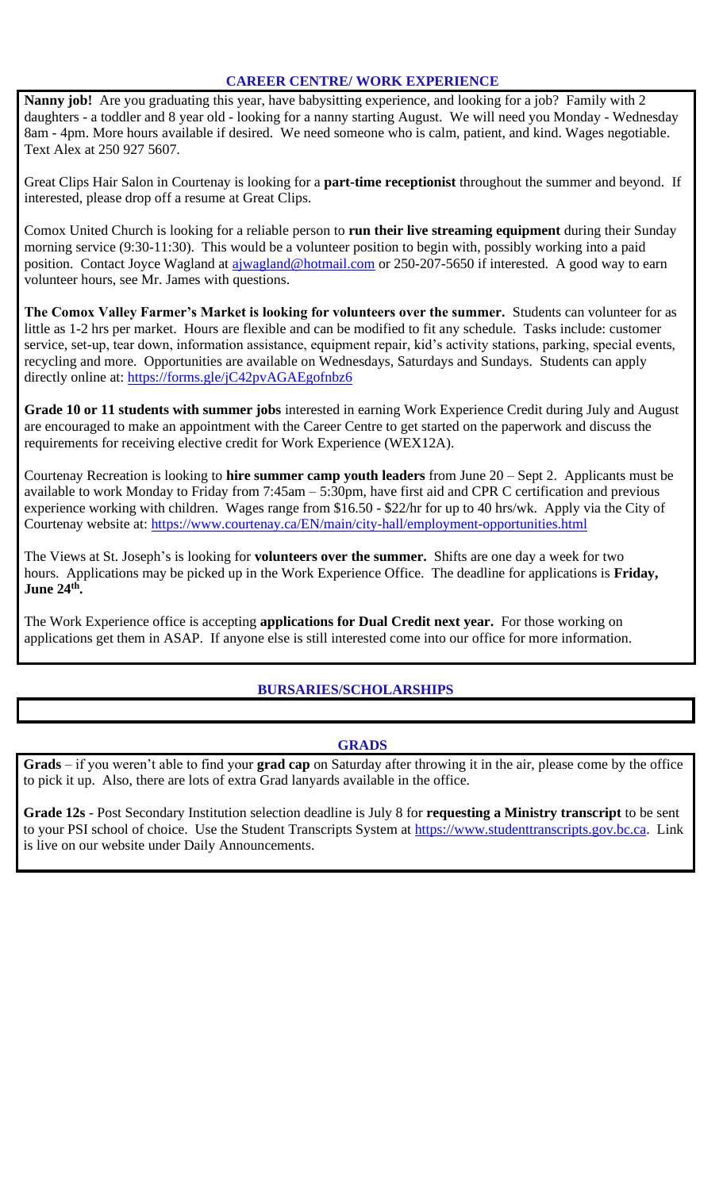## CAREER CENTRE/ WORK EXPERIENCE

**Nanny job!** Are you graduating this year, have babysitting experience, and looking for a job? Family with 2 daughters - a toddler and 8 year old - looking for a nanny starting August. We will need you Monday - Wednesday 8am - 4pm. More hours available if desired. We need someone who is calm, patient, and kind. Wages negotiable. Text Alex at 250 927 5607.

Great Clips Hair Salon in Courtenay is looking for a **part-time receptionist** throughout the summer and beyond. If interested, please drop off a resume at Great Clips.

Comox United Church is looking for a reliable person to **run their live streaming equipment** during their Sunday morning service (9:30-11:30). This would be a volunteer position to begin with, possibly working into a paid position. Contact Joyce Wagland at ajwagland@hotmail.com or 250-207-5650 if interested. A good way to earn volunteer hours, see Mr. James with questions.

**The Comox Valley Farmer's Market is looking for volunteers over the summer.** Students can volunteer for as little as 1-2 hrs per market. Hours are flexible and can be modified to fit any schedule. Tasks include: customer service, set-up, tear down, information assistance, equipment repair, kid's activity stations, parking, special events, recycling and more. Opportunities are available on Wednesdays, Saturdays and Sundays. Students can apply directly online at: https://forms.gle/jC42pvAGAEgofnbz6

**Grade 10 or 11 students with summer jobs** interested in earning Work Experience Credit during July and August are encouraged to make an appointment with the Career Centre to get started on the paperwork and discuss the requirements for receiving elective credit for Work Experience (WEX12A).

Courtenay Recreation is looking to **hire summer camp youth leaders** from June 20 – Sept 2. Applicants must be available to work Monday to Friday from 7:45am – 5:30pm, have first aid and CPR C certification and previous experience working with children. Wages range from $16.50 - $22/hr for up to 40 hrs/wk. Apply via the City of Courtenay website at: https://www.courtenay.ca/EN/main/city-hall/employment-opportunities.html

The Views at St. Joseph's is looking for **volunteers over the summer.** Shifts are one day a week for two hours. Applications may be picked up in the Work Experience Office. The deadline for applications is **Friday, June 24th.**

The Work Experience office is accepting **applications for Dual Credit next year.** For those working on applications get them in ASAP. If anyone else is still interested come into our office for more information.

## BURSARIES/SCHOLARSHIPS

## GRADS

**Grads** – if you weren't able to find your **grad cap** on Saturday after throwing it in the air, please come by the office to pick it up. Also, there are lots of extra Grad lanyards available in the office.

**Grade 12s** - Post Secondary Institution selection deadline is July 8 for **requesting a Ministry transcript** to be sent to your PSI school of choice. Use the Student Transcripts System at https://www.studenttranscripts.gov.bc.ca. Link is live on our website under Daily Announcements.